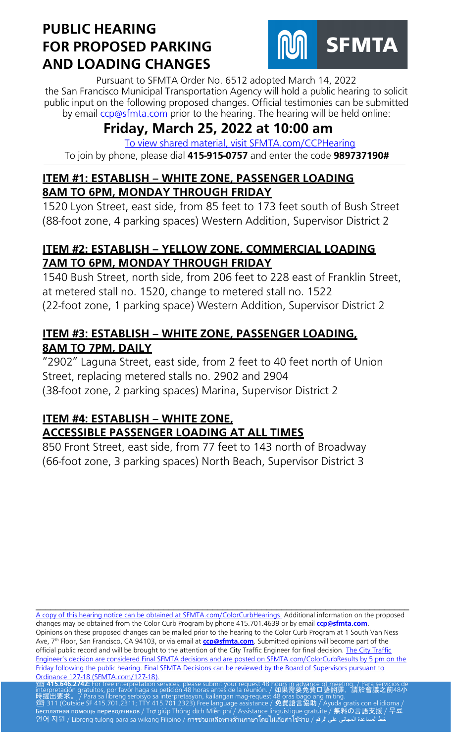# PUBLIC HEARING FOR PROPOSED PARKING AND LOADING CHANGES

SFMTA

Pursuant to SFMTA Order No. 6512 adopted March 14, 2022 the San Francisco Municipal Transportation Agency will hold a public hearing to solicit public input on the following proposed changes. Official testimonies can be submitted by email ccp@sfmta.com prior to the hearing. The hearing will be held online:

## Friday, March 25, 2022 at 10:00 am

To view shared material, visit SFMTA.com/CCPHearing

To join by phone, please dial **415-915-0757** and enter the code **989737190#**

### ITEM #1: ESTABLISH – WHITE ZONE, PASSENGER LOADING 8AM TO 6PM, MONDAY THROUGH FRIDAY

1520 Lyon Street, east side, from 85 feet to 173 feet south of Bush Street (88-foot zone, 4 parking spaces) Western Addition, Supervisor District 2

### ITEM #2: ESTABLISH – YELLOW ZONE, COMMERCIAL LOADING 7AM TO 6PM, MONDAY THROUGH FRIDAY

1540 Bush Street, north side, from 206 feet to 228 east of Franklin Street, at metered stall no. 1520, change to metered stall no. 1522 (22-foot zone, 1 parking space) Western Addition, Supervisor District 2

### ITEM #3: ESTABLISH – WHITE ZONE, PASSENGER LOADING, 8AM TO 7PM, DAILY

"2902" Laguna Street, east side, from 2 feet to 40 feet north of Union Street, replacing metered stalls no. 2902 and 2904 (38-foot zone, 2 parking spaces) Marina, Supervisor District 2

### ITEM #4: ESTABLISH – WHITE ZONE, ACCESSIBLE PASSENGER LOADING AT ALL TIMES

850 Front Street, east side, from 77 feet to 143 north of Broadway (66-foot zone, 3 parking spaces) North Beach, Supervisor District 3

---

A copy of this hearing notice can be obtained at SFMTA.com/ColorCurbHearings. Additional information on the proposed changes may be obtained from the Color Curb Program by phone 415.701.4639 or by email **ccp@sfmta.com**. Opinions on these proposed changes can be mailed prior to the hearing to the Color Curb Program at 1 South Van Ness Ave, 7th Floor, San Francisco, CA 94103, or via email at **ccp@sfmta.com**. Submitted opinions will become part of the official public record and will be brought to the attention of the City Traffic Engineer for final decision. The City Traffic Engineer's decision are considered Final SFMTA decisions and are posted on SFMTA.com/ColorCurbResults by 5 pm on the Friday following the public hearing. Final SFMTA Decisions can be reviewed by the Board of Supervisors pursuant to Ordinance 127-18 (SFMTA.com/127-18).

**415.646.2742:** For free interpretation services, please submit your request 48 hours in advance of meeting. / Para servicios de interpretación gratuitos, por favor haga su petición 48 horas antes de la reunión. / **如果需要免費口語翻譯，請於會議之前48小時提出要求。** / Para sa libreng serbisyo sa interpretasyon, kailangan mag-request 48 oras bago ang miting.
311 (Outside SF 415.701.2311; TTY 415.701.2323) Free language assistance / **免費語言協助** / Ayuda gratis con el idioma / Бесплатная помощь переводчиков / Trợ giúp Thông dịch Miễn phí / Assistance linguistique gratuite / **無料の言語支援** / 무료 언어 지원 / Libreng tulong para sa wikang Filipino / การช่วยเหลือทางด้านภาษาโดยไม่เสียค่าใช้จ่าย / خط المساعدة المجاني على الرقم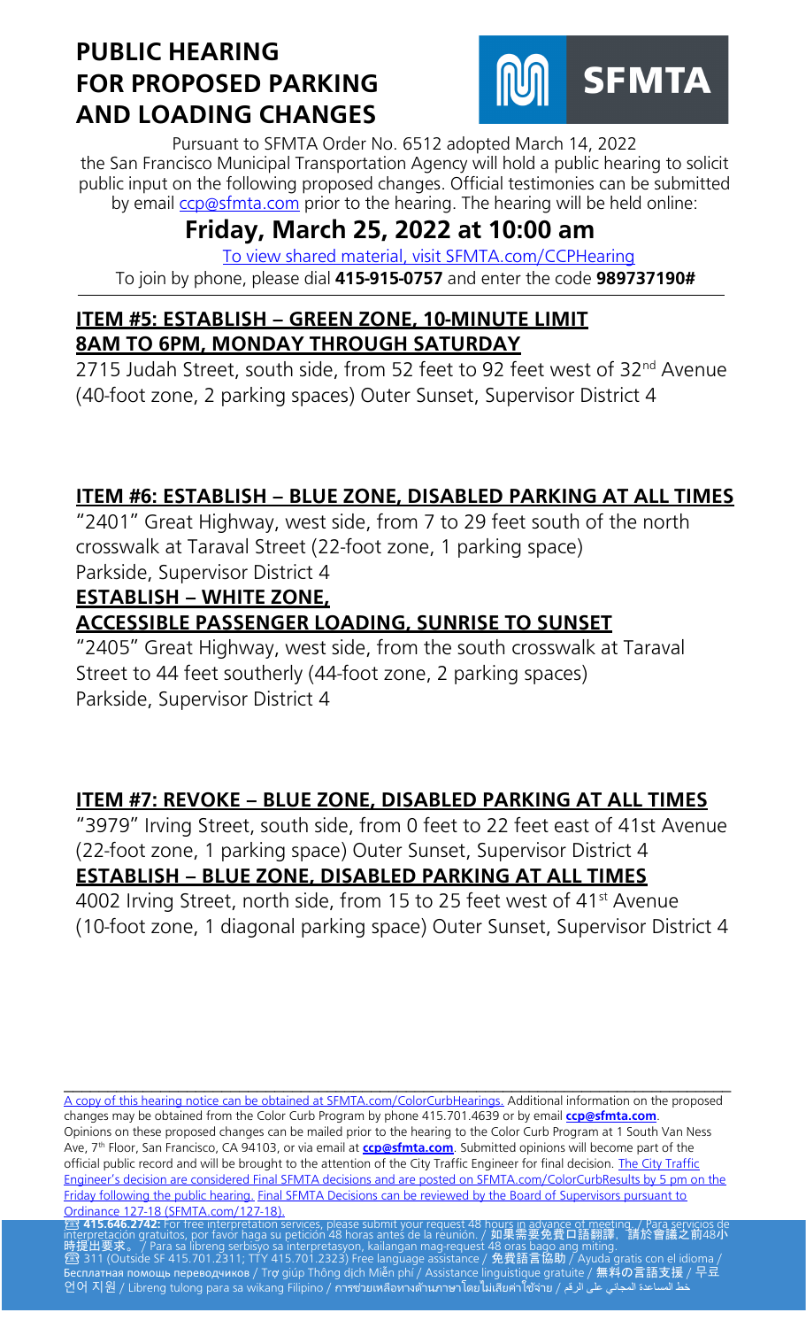# PUBLIC HEARING FOR PROPOSED PARKING AND LOADING CHANGES

SFMTA

Pursuant to SFMTA Order No. 6512 adopted March 14, 2022 the San Francisco Municipal Transportation Agency will hold a public hearing to solicit public input on the following proposed changes. Official testimonies can be submitted by email ccp@sfmta.com prior to the hearing. The hearing will be held online:

## Friday, March 25, 2022 at 10:00 am

To view shared material, visit SFMTA.com/CCPHearing

To join by phone, please dial **415-915-0757** and enter the code **989737190#**

### ITEM #5: ESTABLISH – GREEN ZONE, 10-MINUTE LIMIT 8AM TO 6PM, MONDAY THROUGH SATURDAY

2715 Judah Street, south side, from 52 feet to 92 feet west of 32nd Avenue (40-foot zone, 2 parking spaces) Outer Sunset, Supervisor District 4

### ITEM #6: ESTABLISH – BLUE ZONE, DISABLED PARKING AT ALL TIMES

"2401" Great Highway, west side, from 7 to 29 feet south of the north crosswalk at Taraval Street (22-foot zone, 1 parking space) Parkside, Supervisor District 4

### ESTABLISH – WHITE ZONE, ACCESSIBLE PASSENGER LOADING, SUNRISE TO SUNSET

"2405" Great Highway, west side, from the south crosswalk at Taraval Street to 44 feet southerly (44-foot zone, 2 parking spaces) Parkside, Supervisor District 4

### ITEM #7: REVOKE – BLUE ZONE, DISABLED PARKING AT ALL TIMES

"3979" Irving Street, south side, from 0 feet to 22 feet east of 41st Avenue (22-foot zone, 1 parking space) Outer Sunset, Supervisor District 4

### ESTABLISH – BLUE ZONE, DISABLED PARKING AT ALL TIMES

4002 Irving Street, north side, from 15 to 25 feet west of 41st Avenue (10-foot zone, 1 diagonal parking space) Outer Sunset, Supervisor District 4

---

A copy of this hearing notice can be obtained at SFMTA.com/ColorCurbHearings. Additional information on the proposed changes may be obtained from the Color Curb Program by phone 415.701.4639 or by email **ccp@sfmta.com**. Opinions on these proposed changes can be mailed prior to the hearing to the Color Curb Program at 1 South Van Ness Ave, 7th Floor, San Francisco, CA 94103, or via email at **ccp@sfmta.com**. Submitted opinions will become part of the official public record and will be brought to the attention of the City Traffic Engineer for final decision. The City Traffic Engineer's decision are considered Final SFMTA decisions and are posted on SFMTA.com/ColorCurbResults by 5 pm on the Friday following the public hearing. Final SFMTA Decisions can be reviewed by the Board of Supervisors pursuant to Ordinance 127-18 (SFMTA.com/127-18).

☏ **415.646.2742:** For free interpretation services, please submit your request 48 hours in advance of meeting. / Para servicios de interpretación gratuitos, por favor haga su petición 48 horas antes de la reunión. / 如果需要免費口語翻譯，請於會議之前48小時提出要求。/ Para sa libreng serbisyo sa interpretasyon, kailangan mag-request 48 oras bago ang miting.
☏ 311 (Outside SF 415.701.2311; TTY 415.701.2323) Free language assistance / 免費語言協助 / Ayuda gratis con el idioma / Бесплатная помощь переводчиков / Trợ giúp Thông dịch Miễn phí / Assistance linguistique gratuite / 無料の言語支援 / 무료 언어 지원 / Libreng tulong para sa wikang Filipino / การช่วยเหลือทางด้านภาษาโดยไม่เสียค่าใช้จ่าย / خط المساعدة المجاني على الرقم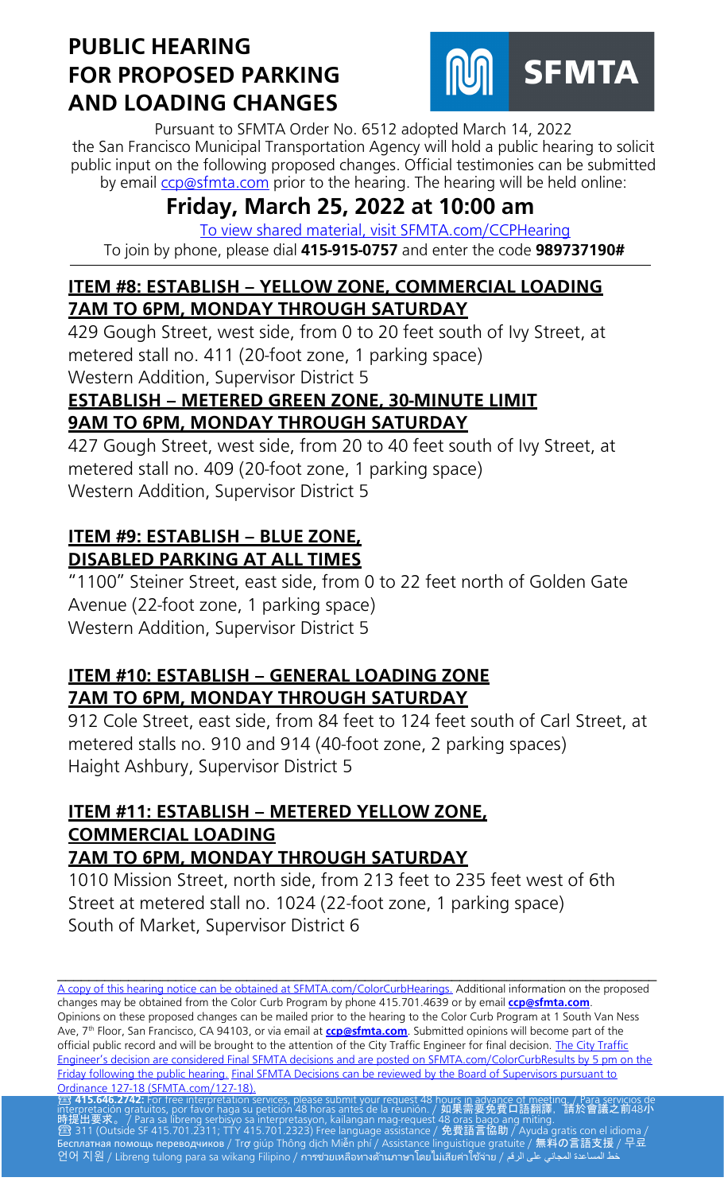# PUBLIC HEARING FOR PROPOSED PARKING AND LOADING CHANGES

SFMTA

Pursuant to SFMTA Order No. 6512 adopted March 14, 2022 the San Francisco Municipal Transportation Agency will hold a public hearing to solicit public input on the following proposed changes. Official testimonies can be submitted by email ccp@sfmta.com prior to the hearing. The hearing will be held online:

## Friday, March 25, 2022 at 10:00 am

To view shared material, visit SFMTA.com/CCPHearing

To join by phone, please dial **415-915-0757** and enter the code **989737190#**

### ITEM #8: ESTABLISH – YELLOW ZONE, COMMERCIAL LOADING 7AM TO 6PM, MONDAY THROUGH SATURDAY

429 Gough Street, west side, from 0 to 20 feet south of Ivy Street, at metered stall no. 411 (20-foot zone, 1 parking space)
Western Addition, Supervisor District 5

### ESTABLISH – METERED GREEN ZONE, 30-MINUTE LIMIT 9AM TO 6PM, MONDAY THROUGH SATURDAY

427 Gough Street, west side, from 20 to 40 feet south of Ivy Street, at metered stall no. 409 (20-foot zone, 1 parking space)
Western Addition, Supervisor District 5

### ITEM #9: ESTABLISH – BLUE ZONE, DISABLED PARKING AT ALL TIMES

"1100" Steiner Street, east side, from 0 to 22 feet north of Golden Gate Avenue (22-foot zone, 1 parking space)
Western Addition, Supervisor District 5

### ITEM #10: ESTABLISH – GENERAL LOADING ZONE 7AM TO 6PM, MONDAY THROUGH SATURDAY

912 Cole Street, east side, from 84 feet to 124 feet south of Carl Street, at metered stalls no. 910 and 914 (40-foot zone, 2 parking spaces)
Haight Ashbury, Supervisor District 5

### ITEM #11: ESTABLISH – METERED YELLOW ZONE, COMMERCIAL LOADING 7AM TO 6PM, MONDAY THROUGH SATURDAY

1010 Mission Street, north side, from 213 feet to 235 feet west of 6th Street at metered stall no. 1024 (22-foot zone, 1 parking space)
South of Market, Supervisor District 6

---

A copy of this hearing notice can be obtained at SFMTA.com/ColorCurbHearings. Additional information on the proposed changes may be obtained from the Color Curb Program by phone 415.701.4639 or by email **ccp@sfmta.com**. Opinions on these proposed changes can be mailed prior to the hearing to the Color Curb Program at 1 South Van Ness Ave, 7th Floor, San Francisco, CA 94103, or via email at **ccp@sfmta.com**. Submitted opinions will become part of the official public record and will be brought to the attention of the City Traffic Engineer for final decision. The City Traffic Engineer's decision are considered Final SFMTA decisions and are posted on SFMTA.com/ColorCurbResults by 5 pm on the Friday following the public hearing. Final SFMTA Decisions can be reviewed by the Board of Supervisors pursuant to Ordinance 127-18 (SFMTA.com/127-18).

☎ **415.646.2742:** For free interpretation services, please submit your request 48 hours in advance of meeting. / Para servicios de interpretación gratuitos, por favor haga su petición 48 horas antes de la reunión. / 如果需要免費口語翻譯，請於會議之前48小時提出要求。 / Para sa libreng serbisyo sa interpretasyon, kailangan mag-request 48 oras bago ang miting.
☎ 311 (Outside SF 415.701.2311; TTY 415.701.2323) Free language assistance / 免費語言協助 / Ayuda gratis con el idioma / Бесплатная помощь переводчиков / Trợ giúp Thông dịch Miễn phí / Assistance linguistique gratuite / 無料の言語支援 / 무료 언어 지원 / Libreng tulong para sa wikang Filipino / การช่วยเหลือทางด้านภาษาโดยไม่เสียค่าใช้จ่าย / خط المساعدة المجاني على الرقم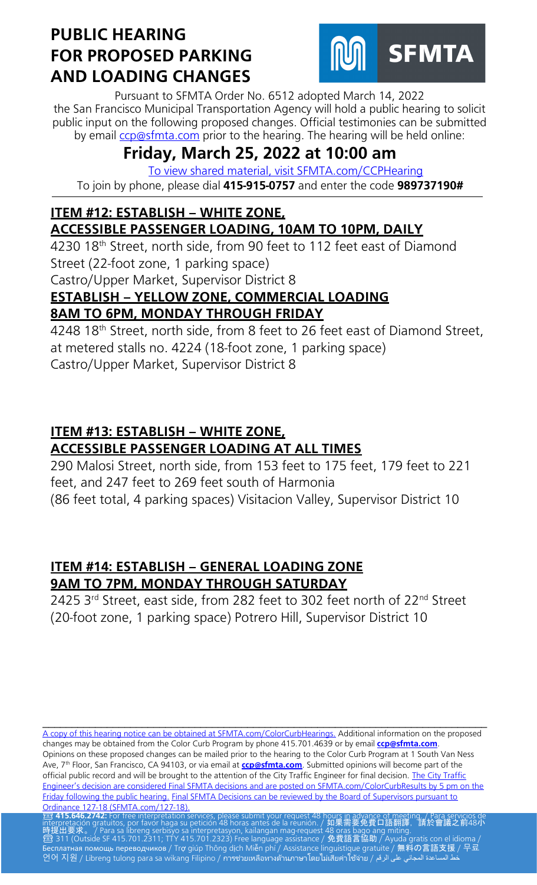# PUBLIC HEARING FOR PROPOSED PARKING AND LOADING CHANGES

SFMTA

Pursuant to SFMTA Order No. 6512 adopted March 14, 2022 the San Francisco Municipal Transportation Agency will hold a public hearing to solicit public input on the following proposed changes. Official testimonies can be submitted by email ccp@sfmta.com prior to the hearing. The hearing will be held online:

## Friday, March 25, 2022 at 10:00 am

To view shared material, visit SFMTA.com/CCPHearing

To join by phone, please dial **415-915-0757** and enter the code **989737190#**

### ITEM #12: ESTABLISH – WHITE ZONE, ACCESSIBLE PASSENGER LOADING, 10AM TO 10PM, DAILY

4230 18th Street, north side, from 90 feet to 112 feet east of Diamond Street (22-foot zone, 1 parking space)
Castro/Upper Market, Supervisor District 8

### ESTABLISH – YELLOW ZONE, COMMERCIAL LOADING 8AM TO 6PM, MONDAY THROUGH FRIDAY

4248 18th Street, north side, from 8 feet to 26 feet east of Diamond Street, at metered stalls no. 4224 (18-foot zone, 1 parking space)
Castro/Upper Market, Supervisor District 8

### ITEM #13: ESTABLISH – WHITE ZONE, ACCESSIBLE PASSENGER LOADING AT ALL TIMES

290 Malosi Street, north side, from 153 feet to 175 feet, 179 feet to 221 feet, and 247 feet to 269 feet south of Harmonia
(86 feet total, 4 parking spaces) Visitacion Valley, Supervisor District 10

### ITEM #14: ESTABLISH – GENERAL LOADING ZONE 9AM TO 7PM, MONDAY THROUGH SATURDAY

2425 3rd Street, east side, from 282 feet to 302 feet north of 22nd Street
(20-foot zone, 1 parking space) Potrero Hill, Supervisor District 10

---

A copy of this hearing notice can be obtained at SFMTA.com/ColorCurbHearings. Additional information on the proposed changes may be obtained from the Color Curb Program by phone 415.701.4639 or by email **ccp@sfmta.com**. Opinions on these proposed changes can be mailed prior to the hearing to the Color Curb Program at 1 South Van Ness Ave, 7th Floor, San Francisco, CA 94103, or via email at **ccp@sfmta.com**. Submitted opinions will become part of the official public record and will be brought to the attention of the City Traffic Engineer for final decision. The City Traffic Engineer's decision are considered Final SFMTA decisions and are posted on SFMTA.com/ColorCurbResults by 5 pm on the Friday following the public hearing. Final SFMTA Decisions can be reviewed by the Board of Supervisors pursuant to Ordinance 127-18 (SFMTA.com/127-18).

☎ **415.646.2742:** For free interpretation services, please submit your request 48 hours in advance of meeting. / Para servicios de interpretación gratuitos, por favor haga su petición 48 horas antes de la reunión. / **如果需要免費口語翻譯，請於會議之前48小時提出要求。** / Para sa libreng serbisyo sa interpretasyon, kailangan mag-request 48 oras bago ang miting.
☎ 311 (Outside SF 415.701.2311; TTY 415.701.2323) Free language assistance / **免費語言協助** / Ayuda gratis con el idioma / Бесплатная помощь переводчиков / Trợ giúp Thông dịch Miễn phí / Assistance linguistique gratuite / **無料の言語支援** / 무료 언어 지원 / Libreng tulong para sa wikang Filipino / การช่วยเหลือทางด้านภาษาโดยไม่เสียค่าใช้จ่าย / خط المساعدة المجاني على الرقم